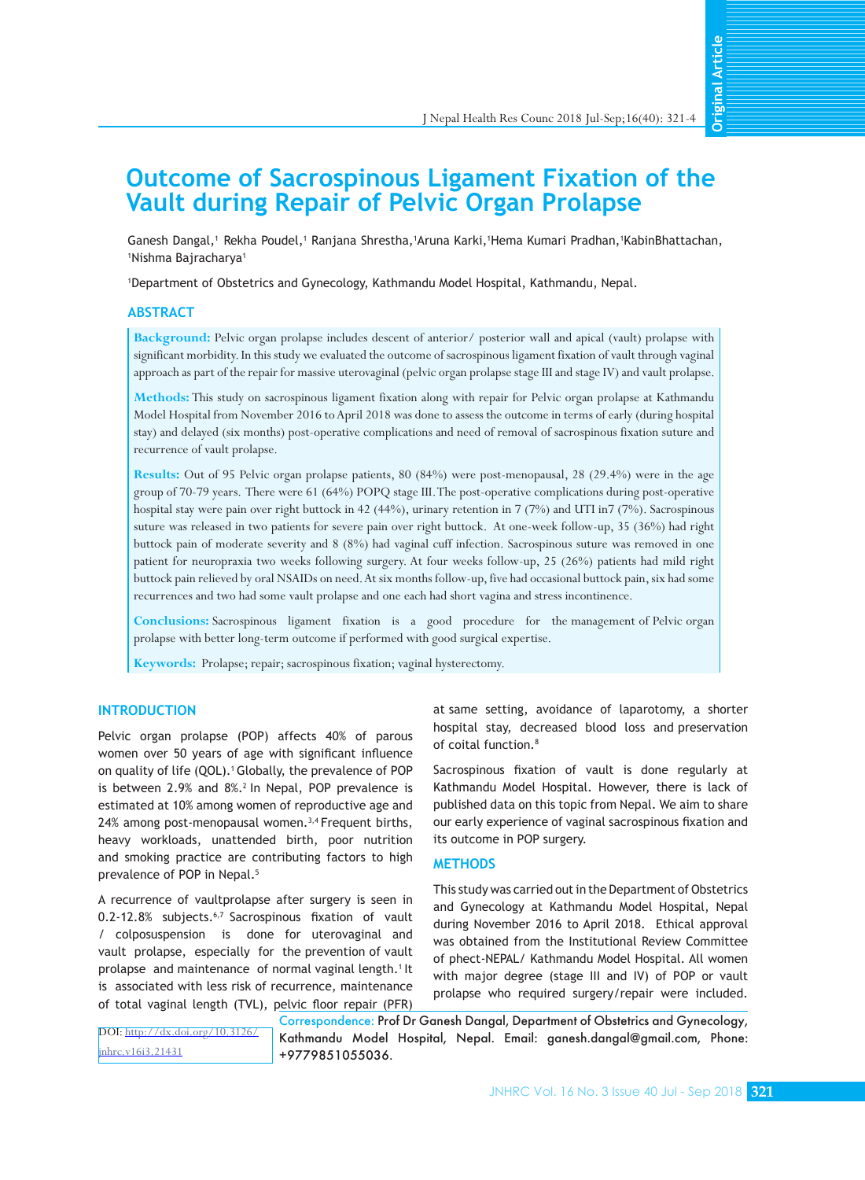# Outcome of Sacrospinous Ligament Fixation of the Vault during Repair of Pelvic Organ Prolapse

Ganesh Dangal,[1] Rekha Poudel,[1] Ranjana Shrestha,[1]Aruna Karki,[1]Hema Kumari Pradhan,[1]KabinBhattachan, [1]Nishma Bajracharya[1]

[1]Department of Obstetrics and Gynecology, Kathmandu Model Hospital, Kathmandu, Nepal.

## ABSTRACT

**Background:** Pelvic organ prolapse includes descent of anterior/ posterior wall and apical (vault) prolapse with significant morbidity. In this study we evaluated the outcome of sacrospinous ligament fixation of vault through vaginal approach as part of the repair for massive uterovaginal (pelvic organ prolapse stage III and stage IV) and vault prolapse.

**Methods:** This study on sacrospinous ligament fixation along with repair for Pelvic organ prolapse at Kathmandu Model Hospital from November 2016 to April 2018 was done to assess the outcome in terms of early (during hospital stay) and delayed (six months) post-operative complications and need of removal of sacrospinous fixation suture and recurrence of vault prolapse.

**Results:** Out of 95 Pelvic organ prolapse patients, 80 (84%) were post-menopausal, 28 (29.4%) were in the age group of 70-79 years. There were 61 (64%) POPQ stage III. The post-operative complications during post-operative hospital stay were pain over right buttock in 42 (44%), urinary retention in 7 (7%) and UTI in7 (7%). Sacrospinous suture was released in two patients for severe pain over right buttock. At one-week follow-up, 35 (36%) had right buttock pain of moderate severity and 8 (8%) had vaginal cuff infection. Sacrospinous suture was removed in one patient for neuropraxia two weeks following surgery. At four weeks follow-up, 25 (26%) patients had mild right buttock pain relieved by oral NSAIDs on need. At six months follow-up, five had occasional buttock pain, six had some recurrences and two had some vault prolapse and one each had short vagina and stress incontinence.

**Conclusions:** Sacrospinous ligament fixation is a good procedure for the management of Pelvic organ prolapse with better long-term outcome if performed with good surgical expertise.

**Keywords:** Prolapse; repair; sacrospinous fixation; vaginal hysterectomy.

## INTRODUCTION

Pelvic organ prolapse (POP) affects 40% of parous women over 50 years of age with significant influence on quality of life (QOL).[1] Globally, the prevalence of POP is between 2.9% and 8%.[2] In Nepal, POP prevalence is estimated at 10% among women of reproductive age and 24% among post-menopausal women.[3,4] Frequent births, heavy workloads, unattended birth, poor nutrition and smoking practice are contributing factors to high prevalence of POP in Nepal.[5]

A recurrence of vaultprolapse after surgery is seen in 0.2-12.8% subjects.[6,7] Sacrospinous fixation of vault / colposuspension is done for uterovaginal and vault prolapse, especially for the prevention of vault prolapse and maintenance of normal vaginal length.[1] It is associated with less risk of recurrence, maintenance of total vaginal length (TVL), pelvic floor repair (PFR) at same setting, avoidance of laparotomy, a shorter hospital stay, decreased blood loss and preservation of coital function.[8]

Sacrospinous fixation of vault is done regularly at Kathmandu Model Hospital. However, there is lack of published data on this topic from Nepal. We aim to share our early experience of vaginal sacrospinous fixation and its outcome in POP surgery.

## METHODS

This study was carried out in the Department of Obstetrics and Gynecology at Kathmandu Model Hospital, Nepal during November 2016 to April 2018. Ethical approval was obtained from the Institutional Review Committee of phect-NEPAL/ Kathmandu Model Hospital. All women with major degree (stage III and IV) of POP or vault prolapse who required surgery/repair were included.

DOI: http://dx.doi.org/10.3126/jnhrc.v16i3.21431

Correspondence: Prof Dr Ganesh Dangal, Department of Obstetrics and Gynecology, Kathmandu Model Hospital, Nepal. Email: ganesh.dangal@gmail.com, Phone: +9779851055036.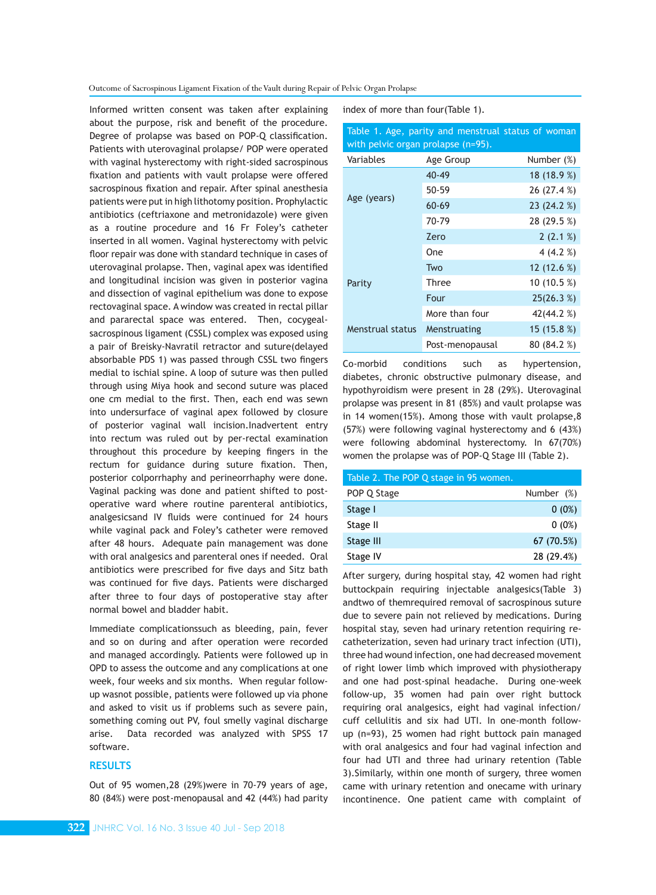Informed written consent was taken after explaining about the purpose, risk and benefit of the procedure. Degree of prolapse was based on POP-Q classification. Patients with uterovaginal prolapse/ POP were operated with vaginal hysterectomy with right-sided sacrospinous fixation and patients with vault prolapse were offered sacrospinous fixation and repair. After spinal anesthesia patients were put in high lithotomy position. Prophylactic antibiotics (ceftriaxone and metronidazole) were given as a routine procedure and 16 Fr Foley's catheter inserted in all women. Vaginal hysterectomy with pelvic floor repair was done with standard technique in cases of uterovaginal prolapse. Then, vaginal apex was identified and longitudinal incision was given in posterior vagina and dissection of vaginal epithelium was done to expose rectovaginal space. A window was created in rectal pillar and pararectal space was entered. Then, cocygeal-sacrospinous ligament (CSSL) complex was exposed using a pair of Breisky-Navratil retractor and suture(delayed absorbable PDS 1) was passed through CSSL two fingers medial to ischial spine. A loop of suture was then pulled through using Miya hook and second suture was placed one cm medial to the first. Then, each end was sewn into undersurface of vaginal apex followed by closure of posterior vaginal wall incision.Inadvertent entry into rectum was ruled out by per-rectal examination throughout this procedure by keeping fingers in the rectum for guidance during suture fixation. Then, posterior colporrhaphy and perineorrhaphy were done. Vaginal packing was done and patient shifted to post-operative ward where routine parenteral antibiotics, analgesicsand IV fluids were continued for 24 hours while vaginal pack and Foley's catheter were removed after 48 hours. Adequate pain management was done with oral analgesics and parenteral ones if needed. Oral antibiotics were prescribed for five days and Sitz bath was continued for five days. Patients were discharged after three to four days of postoperative stay after normal bowel and bladder habit.

Immediate complicationssuch as bleeding, pain, fever and so on during and after operation were recorded and managed accordingly. Patients were followed up in OPD to assess the outcome and any complications at one week, four weeks and six months. When regular follow-up wasnot possible, patients were followed up via phone and asked to visit us if problems such as severe pain, something coming out PV, foul smelly vaginal discharge arise. Data recorded was analyzed with SPSS 17 software.

## RESULTS

Out of 95 women,28 (29%)were in 70-79 years of age, 80 (84%) were post-menopausal and 42 (44%) had parity index of more than four(Table 1).

Table 1. Age, parity and menstrual status of woman with pelvic organ prolapse (n=95).

| Variables | Age Group | Number (%) |
|---|---|---|
| Age (years) | 40-49 | 18 (18.9 %) |
| | 50-59 | 26 (27.4 %) |
| | 60-69 | 23 (24.2 %) |
| | 70-79 | 28 (29.5 %) |
| Parity | Zero | 2 (2.1 %) |
| | One | 4 (4.2 %) |
| | Two | 12 (12.6 %) |
| | Three | 10 (10.5 %) |
| | Four | 25(26.3 %) |
| | More than four | 42(44.2 %) |
| Menstrual status | Menstruating | 15 (15.8 %) |
| | Post-menopausal | 80 (84.2 %) |

Co-morbid conditions such as hypertension, diabetes, chronic obstructive pulmonary disease, and hypothyroidism were present in 28 (29%). Uterovaginal prolapse was present in 81 (85%) and vault prolapse was in 14 women(15%). Among those with vault prolapse,8 (57%) were following vaginal hysterectomy and 6 (43%) were following abdominal hysterectomy. In 67(70%) women the prolapse was of POP-Q Stage III (Table 2).

Table 2. The POP Q stage in 95 women.

| POP Q Stage | Number (%) |
|---|---|
| Stage I | 0 (0%) |
| Stage II | 0 (0%) |
| Stage III | 67 (70.5%) |
| Stage IV | 28 (29.4%) |

After surgery, during hospital stay, 42 women had right buttockpain requiring injectable analgesics(Table 3) andtwo of themrequired removal of sacrospinous suture due to severe pain not relieved by medications. During hospital stay, seven had urinary retention requiring re-catheterization, seven had urinary tract infection (UTI), three had wound infection, one had decreased movement of right lower limb which improved with physiotherapy and one had post-spinal headache. During one-week follow-up, 35 women had pain over right buttock requiring oral analgesics, eight had vaginal infection/ cuff cellulitis and six had UTI. In one-month follow-up (n=93), 25 women had right buttock pain managed with oral analgesics and four had vaginal infection and four had UTI and three had urinary retention (Table 3).Similarly, within one month of surgery, three women came with urinary retention and onecame with urinary incontinence. One patient came with complaint of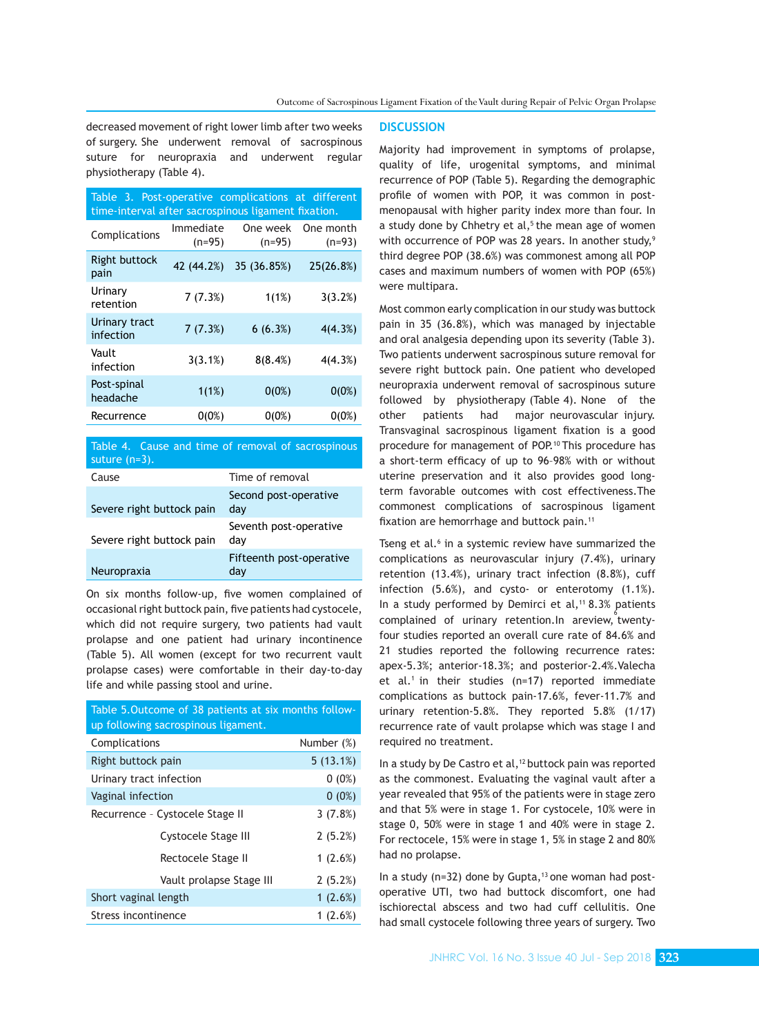decreased movement of right lower limb after two weeks of surgery. She underwent removal of sacrospinous suture for neuropraxia and underwent regular physiotherapy (Table 4).

Table 3. Post-operative complications at different time-interval after sacrospinous ligament fixation.

| Complications | Immediate (n=95) | One week (n=95) | One month (n=93) |
|---|---|---|---|
| Right buttock pain | 42 (44.2%) | 35 (36.85%) | 25(26.8%) |
| Urinary retention | 7 (7.3%) | 1(1%) | 3(3.2%) |
| Urinary tract infection | 7 (7.3%) | 6 (6.3%) | 4(4.3%) |
| Vault infection | 3(3.1%) | 8(8.4%) | 4(4.3%) |
| Post-spinal headache | 1(1%) | 0(0%) | 0(0%) |
| Recurrence | 0(0%) | 0(0%) | 0(0%) |

Table 4. Cause and time of removal of sacrospinous suture (n=3).

| Cause | Time of removal |
|---|---|
| Severe right buttock pain | Second post-operative day |
| Severe right buttock pain | Seventh post-operative day |
| Neuropraxia | Fifteenth post-operative day |

On six months follow-up, five women complained of occasional right buttock pain, five patients had cystocele, which did not require surgery, two patients had vault prolapse and one patient had urinary incontinence (Table 5). All women (except for two recurrent vault prolapse cases) were comfortable in their day-to-day life and while passing stool and urine.

Table 5.Outcome of 38 patients at six months follow-up following sacrospinous ligament.

| Complications | | Number (%) |
|---|---|---|
| Right buttock pain | | 5 (13.1%) |
| Urinary tract infection | | 0 (0%) |
| Vaginal infection | | 0 (0%) |
| Recurrence - | Cystocele Stage II | 3 (7.8%) |
| | Cystocele Stage III | 2 (5.2%) |
| | Rectocele Stage II | 1 (2.6%) |
| | Vault prolapse Stage III | 2 (5.2%) |
| Short vaginal length | | 1 (2.6%) |
| Stress incontinence | | 1 (2.6%) |

## DISCUSSION

Majority had improvement in symptoms of prolapse, quality of life, urogenital symptoms, and minimal recurrence of POP (Table 5). Regarding the demographic profile of women with POP, it was common in post-menopausal with higher parity index more than four. In a study done by Chhetry et al,[5] the mean age of women with occurrence of POP was 28 years. In another study,[9] third degree POP (38.6%) was commonest among all POP cases and maximum numbers of women with POP (65%) were multipara.

Most common early complication in our study was buttock pain in 35 (36.8%), which was managed by injectable and oral analgesia depending upon its severity (Table 3). Two patients underwent sacrospinous suture removal for severe right buttock pain. One patient who developed neuropraxia underwent removal of sacrospinous suture followed by physiotherapy (Table 4). None of the other patients had major neurovascular injury. Transvaginal sacrospinous ligament fixation is a good procedure for management of POP.[10] This procedure has a short-term efficacy of up to 96-98% with or without uterine preservation and it also provides good long-term favorable outcomes with cost effectiveness.The commonest complications of sacrospinous ligament fixation are hemorrhage and buttock pain.[11]

Tseng et al.[6] in a systemic review have summarized the complications as neurovascular injury (7.4%), urinary retention (13.4%), urinary tract infection (8.8%), cuff infection (5.6%), and cysto- or enterotomy (1.1%). In a study performed by Demirci et al,[11] 8.3% patients complained of urinary retention.In areview,[6] twenty-four studies reported an overall cure rate of 84.6% and 21 studies reported the following recurrence rates: apex-5.3%; anterior-18.3%; and posterior-2.4%.Valecha et al.[1] in their studies (n=17) reported immediate complications as buttock pain-17.6%, fever-11.7% and urinary retention-5.8%. They reported 5.8% (1/17) recurrence rate of vault prolapse which was stage I and required no treatment.

In a study by De Castro et al,[12] buttock pain was reported as the commonest. Evaluating the vaginal vault after a year revealed that 95% of the patients were in stage zero and that 5% were in stage 1. For cystocele, 10% were in stage 0, 50% were in stage 1 and 40% were in stage 2. For rectocele, 15% were in stage 1, 5% in stage 2 and 80% had no prolapse.

In a study (n=32) done by Gupta,[13] one woman had post-operative UTI, two had buttock discomfort, one had ischiorectal abscess and two had cuff cellulitis. One had small cystocele following three years of surgery. Two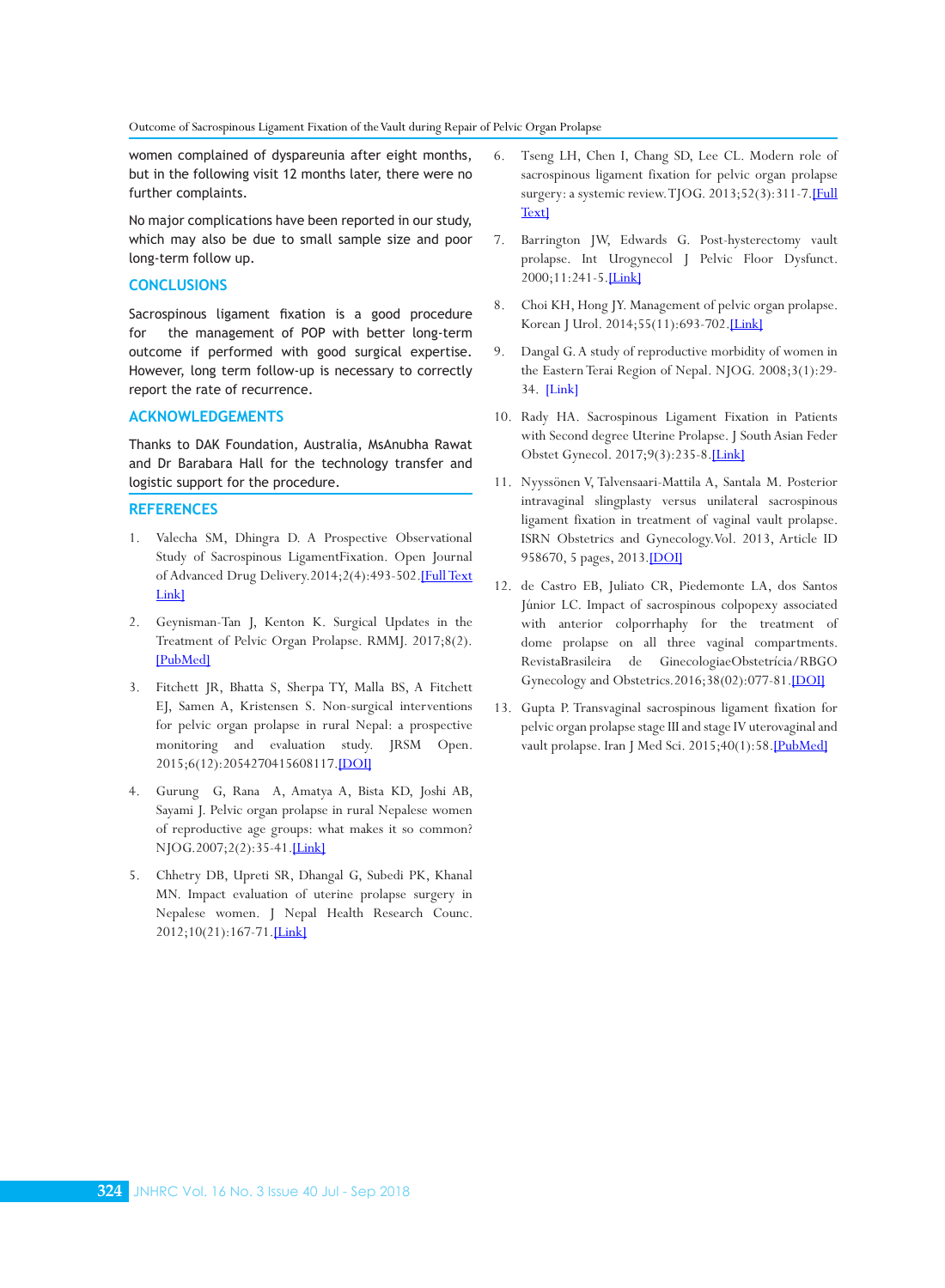women complained of dyspareunia after eight months, but in the following visit 12 months later, there were no further complaints.

No major complications have been reported in our study, which may also be due to small sample size and poor long-term follow up.

## CONCLUSIONS

Sacrospinous ligament fixation is a good procedure for the management of POP with better long-term outcome if performed with good surgical expertise. However, long term follow-up is necessary to correctly report the rate of recurrence.

## ACKNOWLEDGEMENTS

Thanks to DAK Foundation, Australia, MsAnubha Rawat and Dr Barabara Hall for the technology transfer and logistic support for the procedure.

## REFERENCES

1. Valecha SM, Dhingra D. A Prospective Observational Study of Sacrospinous LigamentFixation. Open Journal of Advanced Drug Delivery.2014;2(4):493-502.[Full Text Link]
2. Geynisman-Tan J, Kenton K. Surgical Updates in the Treatment of Pelvic Organ Prolapse. RMMJ. 2017;8(2). [PubMed]
3. Fitchett JR, Bhatta S, Sherpa TY, Malla BS, A Fitchett EJ, Samen A, Kristensen S. Non-surgical interventions for pelvic organ prolapse in rural Nepal: a prospective monitoring and evaluation study. JRSM Open. 2015;6(12):2054270415608117.[DOI]
4. Gurung G, Rana A, Amatya A, Bista KD, Joshi AB, Sayami J. Pelvic organ prolapse in rural Nepalese women of reproductive age groups: what makes it so common? NJOG.2007;2(2):35-41.[Link]
5. Chhetry DB, Upreti SR, Dhangal G, Subedi PK, Khanal MN. Impact evaluation of uterine prolapse surgery in Nepalese women. J Nepal Health Research Counc. 2012;10(21):167-71.[Link]
6. Tseng LH, Chen I, Chang SD, Lee CL. Modern role of sacrospinous ligament fixation for pelvic organ prolapse surgery: a systemic review. TJOG. 2013;52(3):311-7.[Full Text]
7. Barrington JW, Edwards G. Post-hysterectomy vault prolapse. Int Urogynecol J Pelvic Floor Dysfunct. 2000;11:241-5.[Link]
8. Choi KH, Hong JY. Management of pelvic organ prolapse. Korean J Urol. 2014;55(11):693-702.[Link]
9. Dangal G. A study of reproductive morbidity of women in the Eastern Terai Region of Nepal. NJOG. 2008;3(1):29-34. [Link]
10. Rady HA. Sacrospinous Ligament Fixation in Patients with Second degree Uterine Prolapse. J South Asian Feder Obstet Gynecol. 2017;9(3):235-8.[Link]
11. Nyyssönen V, Talvensaari-Mattila A, Santala M. Posterior intravaginal slingplasty versus unilateral sacrospinous ligament fixation in treatment of vaginal vault prolapse. ISRN Obstetrics and Gynecology.Vol. 2013, Article ID 958670, 5 pages, 2013.[DOI]
12. de Castro EB, Juliato CR, Piedemonte LA, dos Santos Júnior LC. Impact of sacrospinous colpopexy associated with anterior colporrhaphy for the treatment of dome prolapse on all three vaginal compartments. RevistaBrasileira de GinecologiaeObstetrícia/RBGO Gynecology and Obstetrics.2016;38(02):077-81.[DOI]
13. Gupta P. Transvaginal sacrospinous ligament fixation for pelvic organ prolapse stage III and stage IV uterovaginal and vault prolapse. Iran J Med Sci. 2015;40(1):58.[PubMed]